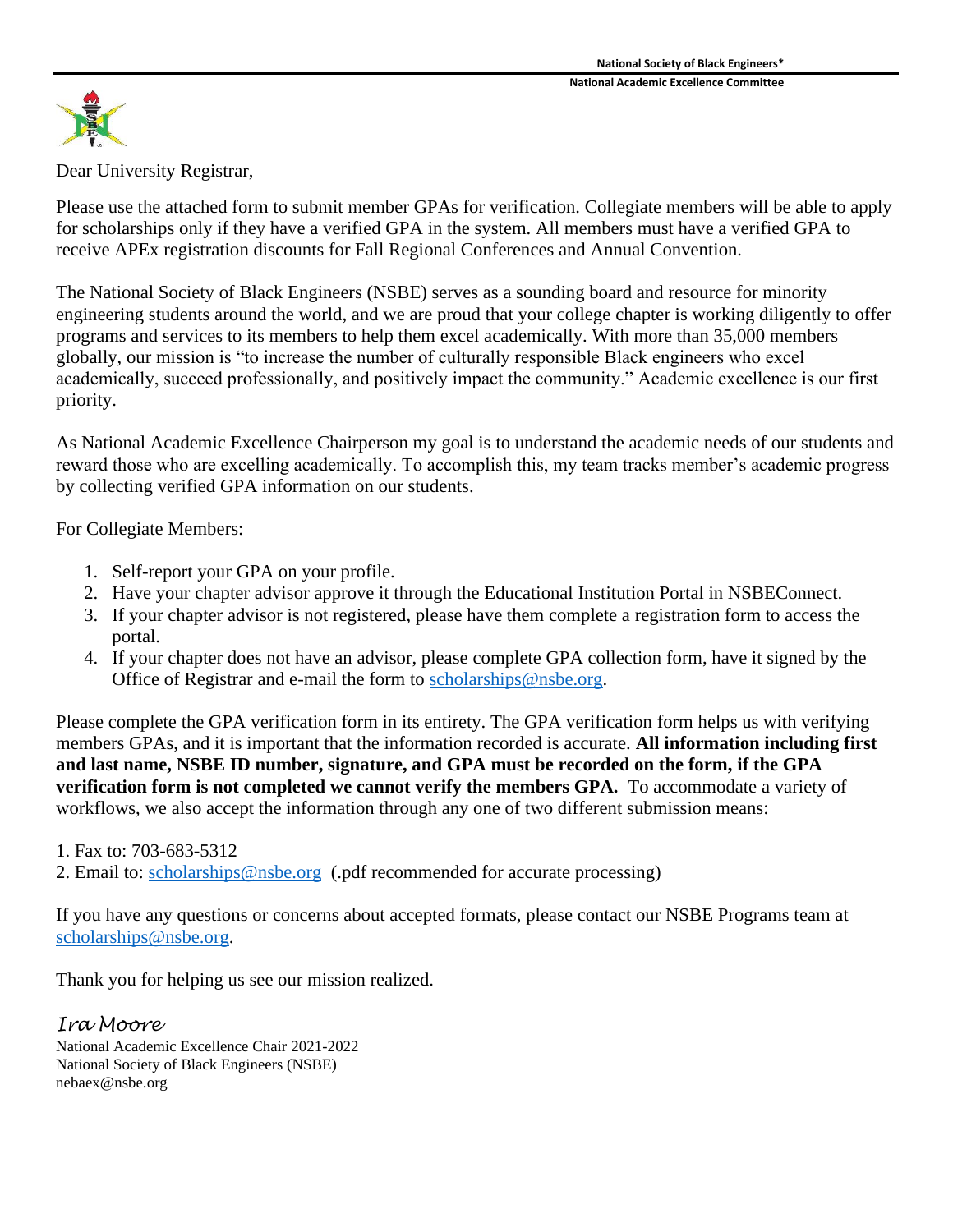National Society of Black Engineers*
National Academic Excellence Committee

Dear University Registrar,

Please use the attached form to submit member GPAs for verification. Collegiate members will be able to apply for scholarships only if they have a verified GPA in the system. All members must have a verified GPA to receive APEx registration discounts for Fall Regional Conferences and Annual Convention.

The National Society of Black Engineers (NSBE) serves as a sounding board and resource for minority engineering students around the world, and we are proud that your college chapter is working diligently to offer programs and services to its members to help them excel academically. With more than 35,000 members globally, our mission is "to increase the number of culturally responsible Black engineers who excel academically, succeed professionally, and positively impact the community." Academic excellence is our first priority.

As National Academic Excellence Chairperson my goal is to understand the academic needs of our students and reward those who are excelling academically. To accomplish this, my team tracks member's academic progress by collecting verified GPA information on our students.

For Collegiate Members:

1. Self-report your GPA on your profile.
2. Have your chapter advisor approve it through the Educational Institution Portal in NSBEConnect.
3. If your chapter advisor is not registered, please have them complete a registration form to access the portal.
4. If your chapter does not have an advisor, please complete GPA collection form, have it signed by the Office of Registrar and e-mail the form to scholarships@nsbe.org.

Please complete the GPA verification form in its entirety. The GPA verification form helps us with verifying members GPAs, and it is important that the information recorded is accurate. **All information including first and last name, NSBE ID number, signature, and GPA must be recorded on the form, if the GPA verification form is not completed we cannot verify the members GPA.** To accommodate a variety of workflows, we also accept the information through any one of two different submission means:

1. Fax to: 703-683-5312
2. Email to: scholarships@nsbe.org (.pdf recommended for accurate processing)

If you have any questions or concerns about accepted formats, please contact our NSBE Programs team at scholarships@nsbe.org.

Thank you for helping us see our mission realized.

*Ira Moore*
National Academic Excellence Chair 2021-2022
National Society of Black Engineers (NSBE)
nebaex@nsbe.org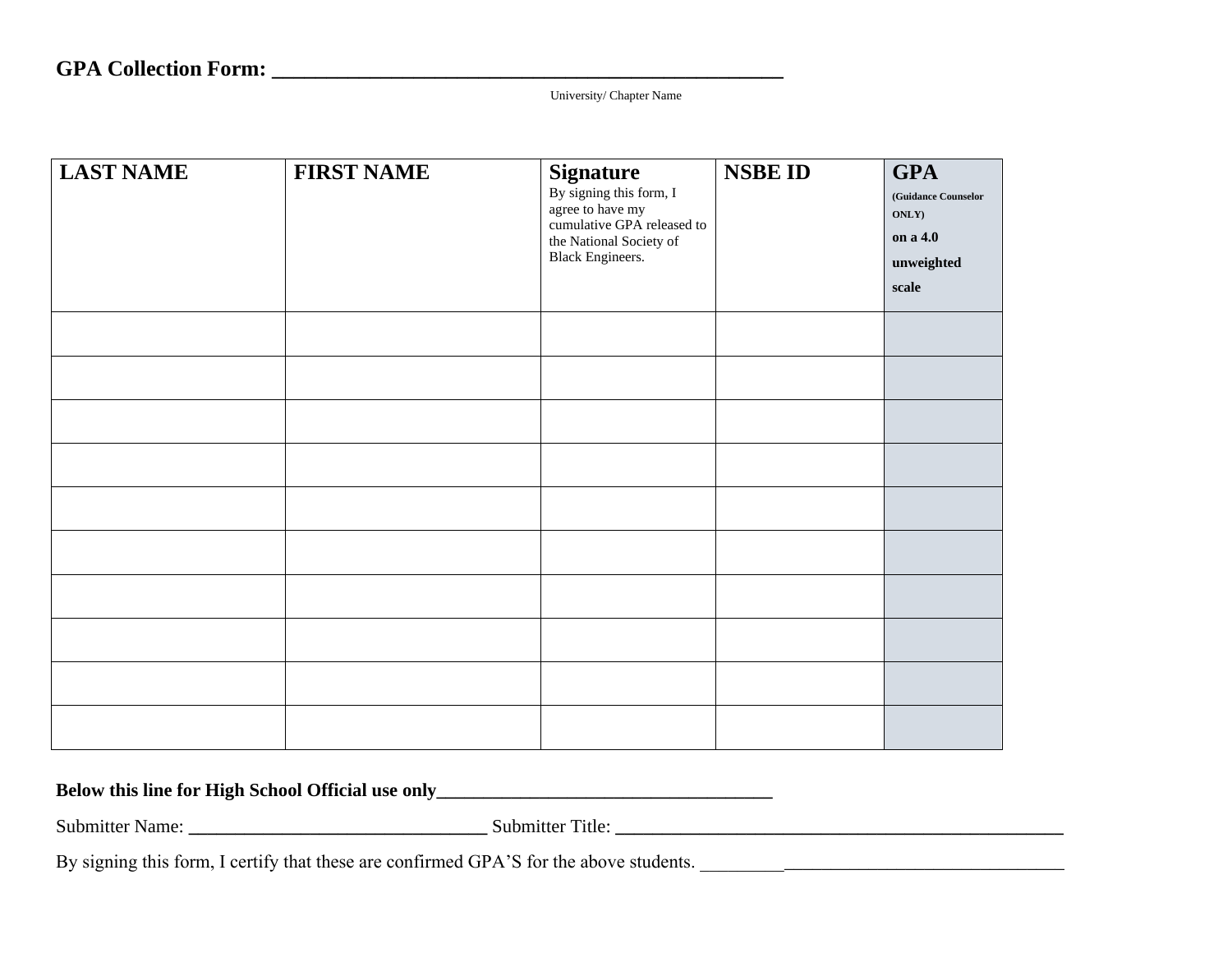**GPA Collection Form: ________________________________________________**

University/ Chapter Name

| **LAST NAME** | **FIRST NAME** | **Signature** By signing this form, I agree to have my cumulative GPA released to the National Society of Black Engineers. | **NSBE ID** | **GPA** **(Guidance Counselor ONLY)** **on a 4.0 unweighted scale** |
|---|---|---|---|---|
| | | | | |
| | | | | |
| | | | | |
| | | | | |
| | | | | |
| | | | | |
| | | | | |
| | | | | |
| | | | | |
| | | | | |

**Below this line for High School Official use only___________________________________**

Submitter Name: _______________________________ Submitter Title: ______________________________________________

By signing this form, I certify that these are confirmed GPA'S for the above students. _______________________________________